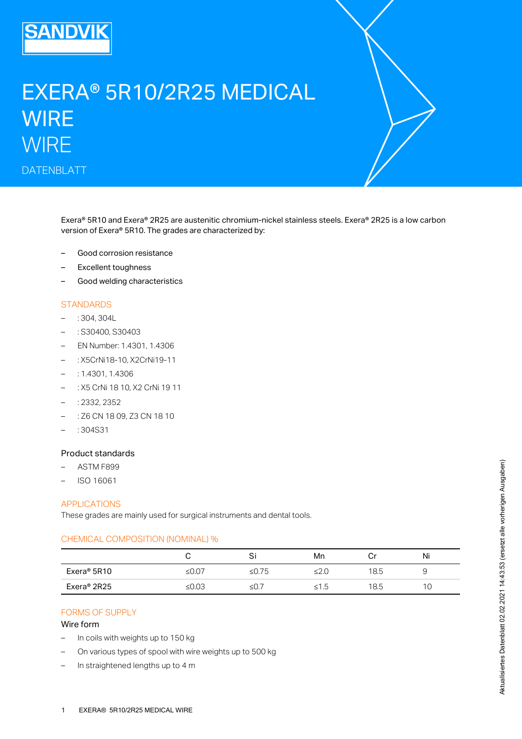# EXERA® 5R10/2R25 MEDICAL WIRE

## WIRE

DATENBLATT

Exera® 5R10 and Exera® 2R25 are austenitic chromium-nickel stainless steels. Exera® 2R25 is a low carbon version of Exera® 5R10. The grades are characterized by:

- Good corrosion resistance
- Excellent toughness
- Good welding characteristics

## STANDARDS

- : 304, 304L
- : S30400, S30403
- EN Number: 1.4301, 1.4306
- : X5CrNi18-10, X2CrNi19-11
- : 1.4301, 1.4306
- : X5 CrNi 18 10, X2 CrNi 19 11
- : 2332, 2352
- : Z6 CN 18 09, Z3 CN 18 10
- : 304S31

### Product standards

- ASTM F899
- ISO 16061

## APPLICATIONS

These grades are mainly used for surgical instruments and dental tools.

## CHEMICAL COMPOSITION (NOMINAL) %

| | C | Si | Mn | Cr | Ni |
|---|---|---|---|---|---|
| Exera® 5R10 | ≤0.07 | ≤0.75 | ≤2.0 | 18.5 | 9 |
| Exera® 2R25 | ≤0.03 | ≤0.7 | ≤1.5 | 18.5 | 10 |

## FORMS OF SUPPLY

### Wire form

- In coils with weights up to 150 kg
- On various types of spool with wire weights up to 500 kg
- In straightened lengths up to 4 m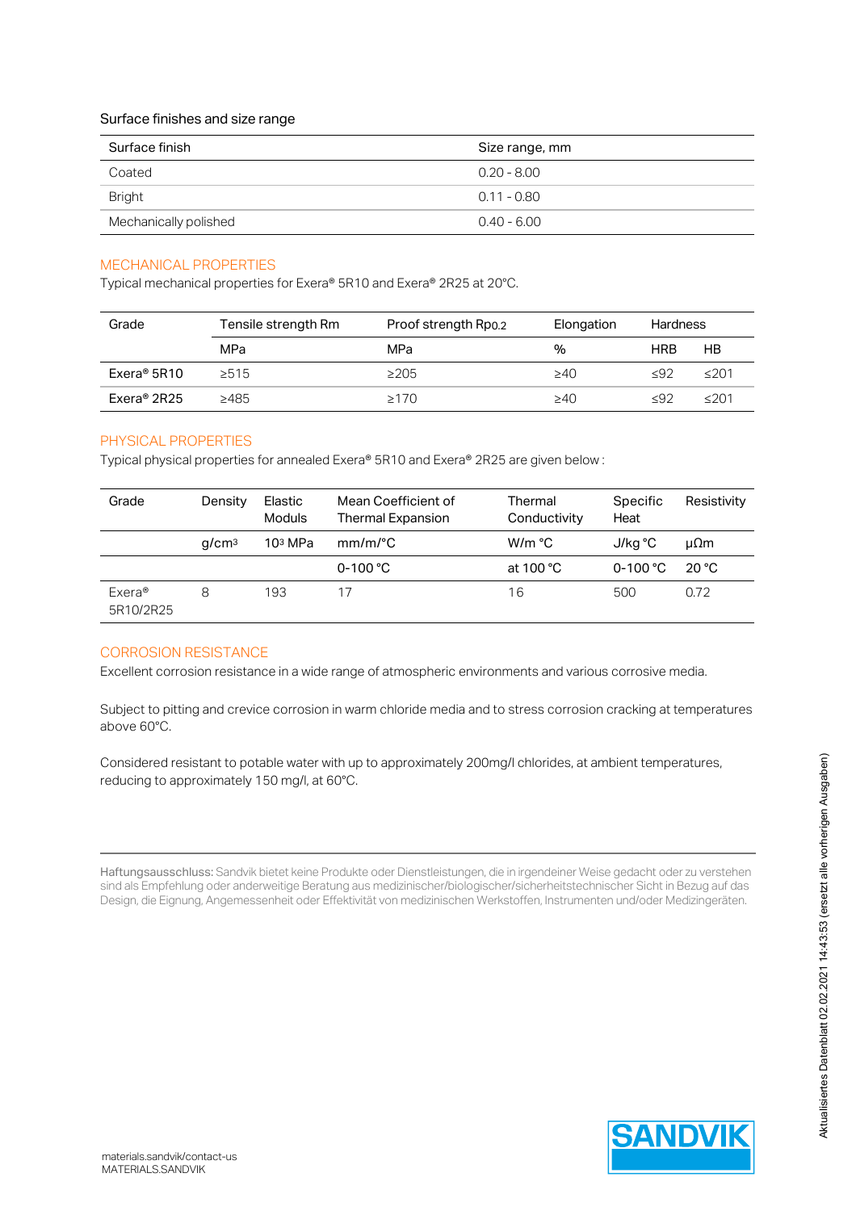Surface finishes and size range

| Surface finish | Size range, mm |
|---|---|
| Coated | 0.20 - 8.00 |
| Bright | 0.11 - 0.80 |
| Mechanically polished | 0.40 - 6.00 |

## MECHANICAL PROPERTIES

Typical mechanical properties for Exera® 5R10 and Exera® 2R25 at 20°C.

| Grade | Tensile strength Rm | Proof strength $Rp_{0.2}$ | Elongation | Hardness | |
|---|---|---|---|---|---|
| | MPa | MPa | % | HRB | HB |
| Exera® 5R10 | ≥515 | ≥205 | ≥40 | ≤92 | ≤201 |
| Exera® 2R25 | ≥485 | ≥170 | ≥40 | ≤92 | ≤201 |

## PHYSICAL PROPERTIES

Typical physical properties for annealed Exera® 5R10 and Exera® 2R25 are given below :

| Grade | Density | Elastic Moduls | Mean Coefficient of Thermal Expansion | Thermal Conductivity | Specific Heat | Resistivity |
|---|---|---|---|---|---|---|
| | $g/cm^3$ | $10^3$ MPa | mm/m/°C | W/m °C | J/kg °C | μΩm |
| | | | 0-100 °C | at 100 °C | 0-100 °C | 20 °C |
| Exera® 5R10/2R25 | 8 | 193 | 17 | 16 | 500 | 0.72 |

## CORROSION RESISTANCE

Excellent corrosion resistance in a wide range of atmospheric environments and various corrosive media.

Subject to pitting and crevice corrosion in warm chloride media and to stress corrosion cracking at temperatures above 60°C.

Considered resistant to potable water with up to approximately 200mg/l chlorides, at ambient temperatures, reducing to approximately 150 mg/l, at 60°C.

Haftungsausschluss: Sandvik bietet keine Produkte oder Dienstleistungen, die in irgendeiner Weise gedacht oder zu verstehen sind als Empfehlung oder anderweitige Beratung aus medizinischer/biologischer/sicherheitstechnischer Sicht in Bezug auf das Design, die Eignung, Angemessenheit oder Effektivität von medizinischen Werkstoffen, Instrumenten und/oder Medizingeräten.

Aktualisiertes Datenblatt 02.02.2021 14:43:53 (ersetzt alle vorherigen Ausgaben)

materials.sandvik/contact-us
MATERIALS.SANDVIK